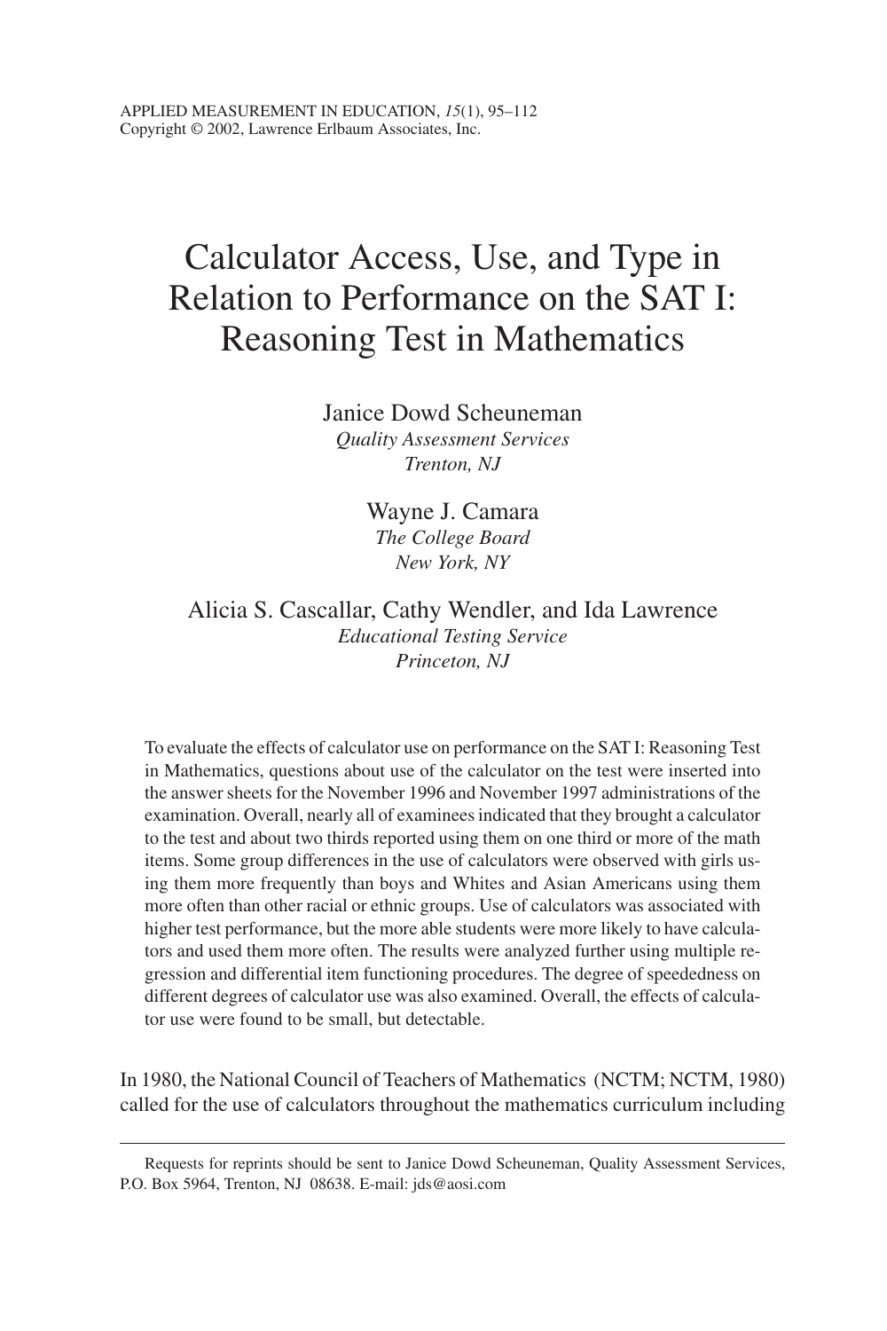# Calculator Access, Use, and Type in Relation to Performance on the SAT I: Reasoning Test in Mathematics

Janice Dowd Scheuneman
*Quality Assessment Services*
*Trenton, NJ*

Wayne J. Camara
*The College Board*
*New York, NY*

Alicia S. Cascallar, Cathy Wendler, and Ida Lawrence
*Educational Testing Service*
*Princeton, NJ*

To evaluate the effects of calculator use on performance on the SAT I: Reasoning Test in Mathematics, questions about use of the calculator on the test were inserted into the answer sheets for the November 1996 and November 1997 administrations of the examination. Overall, nearly all of examinees indicated that they brought a calculator to the test and about two thirds reported using them on one third or more of the math items. Some group differences in the use of calculators were observed with girls using them more frequently than boys and Whites and Asian Americans using them more often than other racial or ethnic groups. Use of calculators was associated with higher test performance, but the more able students were more likely to have calculators and used them more often. The results were analyzed further using multiple regression and differential item functioning procedures. The degree of speededness on different degrees of calculator use was also examined. Overall, the effects of calculator use were found to be small, but detectable.

In 1980, the National Council of Teachers of Mathematics (NCTM; NCTM, 1980) called for the use of calculators throughout the mathematics curriculum including

---

Requests for reprints should be sent to Janice Dowd Scheuneman, Quality Assessment Services, P.O. Box 5964, Trenton, NJ 08638. E-mail: jds@aosi.com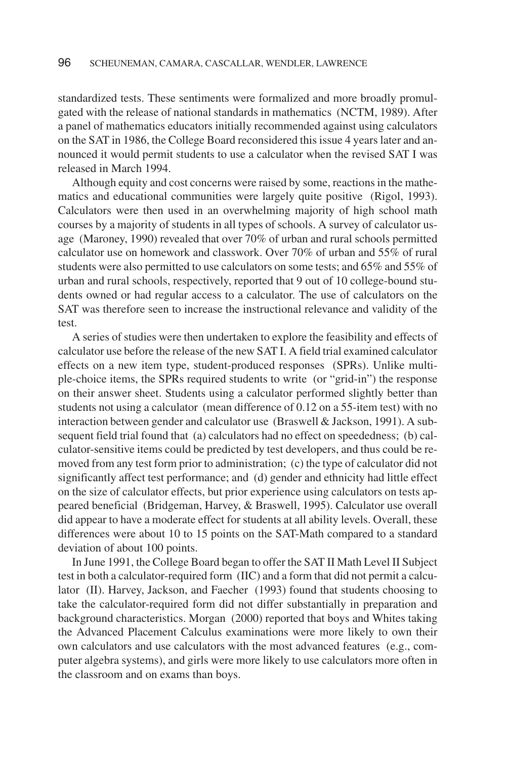standardized tests. These sentiments were formalized and more broadly promulgated with the release of national standards in mathematics (NCTM, 1989). After a panel of mathematics educators initially recommended against using calculators on the SAT in 1986, the College Board reconsidered this issue 4 years later and announced it would permit students to use a calculator when the revised SAT I was released in March 1994.

Although equity and cost concerns were raised by some, reactions in the mathematics and educational communities were largely quite positive (Rigol, 1993). Calculators were then used in an overwhelming majority of high school math courses by a majority of students in all types of schools. A survey of calculator usage (Maroney, 1990) revealed that over 70% of urban and rural schools permitted calculator use on homework and classwork. Over 70% of urban and 55% of rural students were also permitted to use calculators on some tests; and 65% and 55% of urban and rural schools, respectively, reported that 9 out of 10 college-bound students owned or had regular access to a calculator. The use of calculators on the SAT was therefore seen to increase the instructional relevance and validity of the test.

A series of studies were then undertaken to explore the feasibility and effects of calculator use before the release of the new SAT I. A field trial examined calculator effects on a new item type, student-produced responses (SPRs). Unlike multiple-choice items, the SPRs required students to write (or "grid-in") the response on their answer sheet. Students using a calculator performed slightly better than students not using a calculator (mean difference of 0.12 on a 55-item test) with no interaction between gender and calculator use (Braswell & Jackson, 1991). A subsequent field trial found that (a) calculators had no effect on speededness; (b) calculator-sensitive items could be predicted by test developers, and thus could be removed from any test form prior to administration; (c) the type of calculator did not significantly affect test performance; and (d) gender and ethnicity had little effect on the size of calculator effects, but prior experience using calculators on tests appeared beneficial (Bridgeman, Harvey, & Braswell, 1995). Calculator use overall did appear to have a moderate effect for students at all ability levels. Overall, these differences were about 10 to 15 points on the SAT-Math compared to a standard deviation of about 100 points.

In June 1991, the College Board began to offer the SAT II Math Level II Subject test in both a calculator-required form (IIC) and a form that did not permit a calculator (II). Harvey, Jackson, and Faecher (1993) found that students choosing to take the calculator-required form did not differ substantially in preparation and background characteristics. Morgan (2000) reported that boys and Whites taking the Advanced Placement Calculus examinations were more likely to own their own calculators and use calculators with the most advanced features (e.g., computer algebra systems), and girls were more likely to use calculators more often in the classroom and on exams than boys.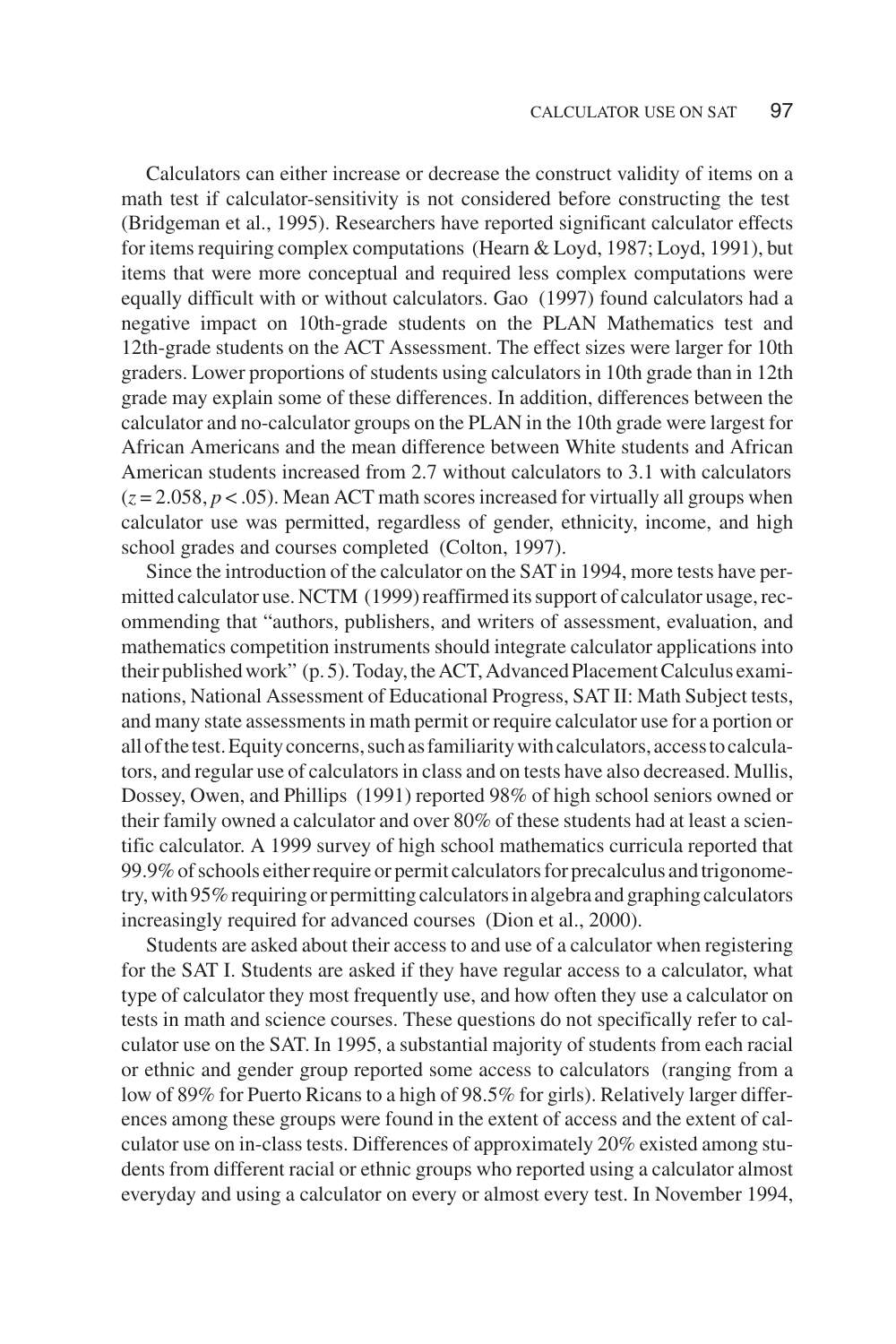Calculators can either increase or decrease the construct validity of items on a math test if calculator-sensitivity is not considered before constructing the test (Bridgeman et al., 1995). Researchers have reported significant calculator effects for items requiring complex computations (Hearn & Loyd, 1987; Loyd, 1991), but items that were more conceptual and required less complex computations were equally difficult with or without calculators. Gao (1997) found calculators had a negative impact on 10th-grade students on the PLAN Mathematics test and 12th-grade students on the ACT Assessment. The effect sizes were larger for 10th graders. Lower proportions of students using calculators in 10th grade than in 12th grade may explain some of these differences. In addition, differences between the calculator and no-calculator groups on the PLAN in the 10th grade were largest for African Americans and the mean difference between White students and African American students increased from 2.7 without calculators to 3.1 with calculators ($z = 2.058$, $p < .05$). Mean ACT math scores increased for virtually all groups when calculator use was permitted, regardless of gender, ethnicity, income, and high school grades and courses completed (Colton, 1997).

Since the introduction of the calculator on the SAT in 1994, more tests have permitted calculator use. NCTM (1999) reaffirmed its support of calculator usage, recommending that "authors, publishers, and writers of assessment, evaluation, and mathematics competition instruments should integrate calculator applications into their published work" (p. 5). Today, the ACT, Advanced Placement Calculus examinations, National Assessment of Educational Progress, SAT II: Math Subject tests, and many state assessments in math permit or require calculator use for a portion or all of the test. Equity concerns, such as familiarity with calculators, access to calculators, and regular use of calculators in class and on tests have also decreased. Mullis, Dossey, Owen, and Phillips (1991) reported 98% of high school seniors owned or their family owned a calculator and over 80% of these students had at least a scientific calculator. A 1999 survey of high school mathematics curricula reported that 99.9% of schools either require or permit calculators for precalculus and trigonometry, with 95% requiring or permitting calculators in algebra and graphing calculators increasingly required for advanced courses (Dion et al., 2000).

Students are asked about their access to and use of a calculator when registering for the SAT I. Students are asked if they have regular access to a calculator, what type of calculator they most frequently use, and how often they use a calculator on tests in math and science courses. These questions do not specifically refer to calculator use on the SAT. In 1995, a substantial majority of students from each racial or ethnic and gender group reported some access to calculators (ranging from a low of 89% for Puerto Ricans to a high of 98.5% for girls). Relatively larger differences among these groups were found in the extent of access and the extent of calculator use on in-class tests. Differences of approximately 20% existed among students from different racial or ethnic groups who reported using a calculator almost everyday and using a calculator on every or almost every test. In November 1994,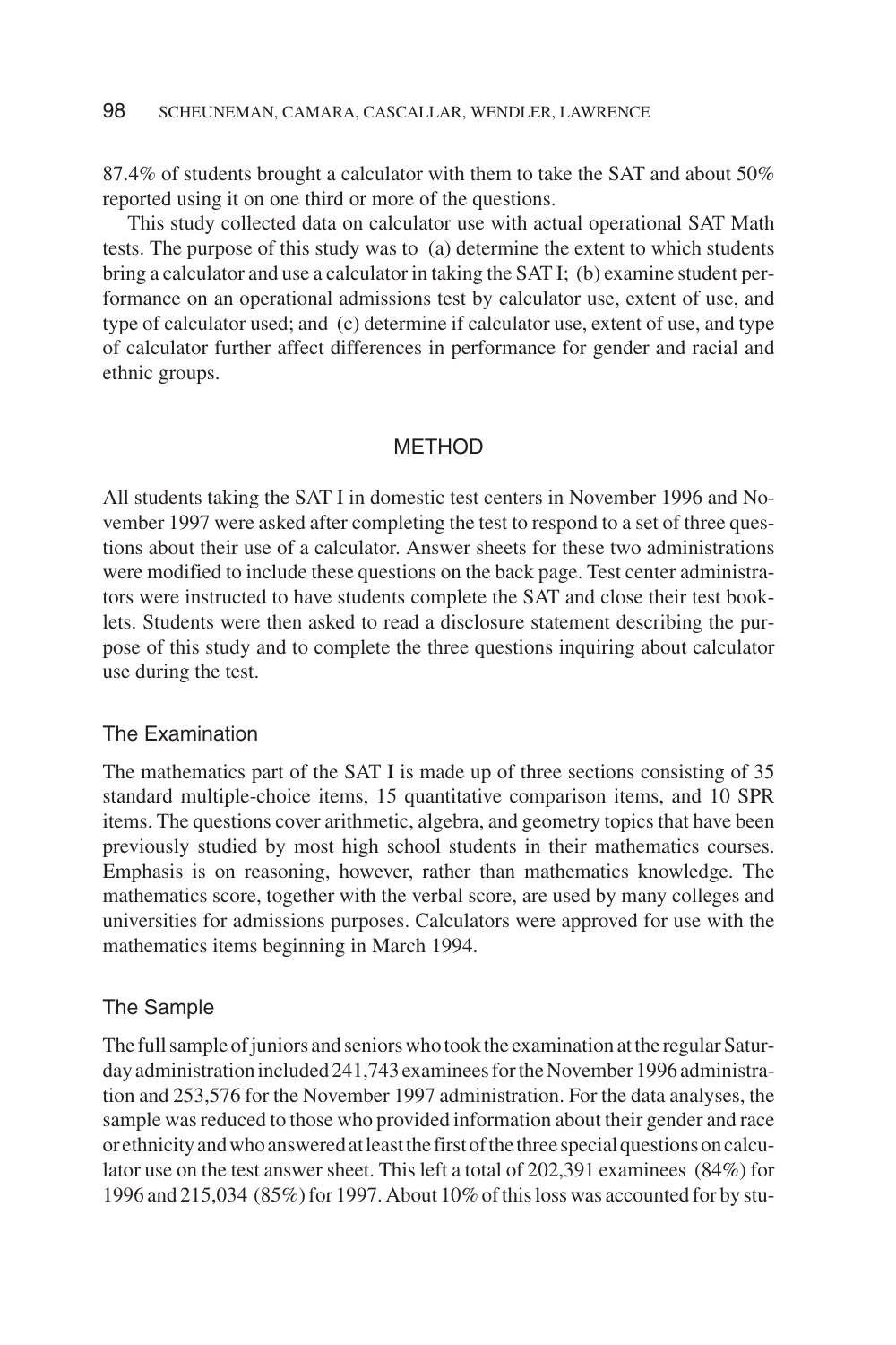87.4% of students brought a calculator with them to take the SAT and about 50% reported using it on one third or more of the questions.

This study collected data on calculator use with actual operational SAT Math tests. The purpose of this study was to (a) determine the extent to which students bring a calculator and use a calculator in taking the SAT I; (b) examine student performance on an operational admissions test by calculator use, extent of use, and type of calculator used; and (c) determine if calculator use, extent of use, and type of calculator further affect differences in performance for gender and racial and ethnic groups.

## METHOD

All students taking the SAT I in domestic test centers in November 1996 and November 1997 were asked after completing the test to respond to a set of three questions about their use of a calculator. Answer sheets for these two administrations were modified to include these questions on the back page. Test center administrators were instructed to have students complete the SAT and close their test booklets. Students were then asked to read a disclosure statement describing the purpose of this study and to complete the three questions inquiring about calculator use during the test.

### The Examination

The mathematics part of the SAT I is made up of three sections consisting of 35 standard multiple-choice items, 15 quantitative comparison items, and 10 SPR items. The questions cover arithmetic, algebra, and geometry topics that have been previously studied by most high school students in their mathematics courses. Emphasis is on reasoning, however, rather than mathematics knowledge. The mathematics score, together with the verbal score, are used by many colleges and universities for admissions purposes. Calculators were approved for use with the mathematics items beginning in March 1994.

### The Sample

The full sample of juniors and seniors who took the examination at the regular Saturday administration included 241,743 examinees for the November 1996 administration and 253,576 for the November 1997 administration. For the data analyses, the sample was reduced to those who provided information about their gender and race or ethnicity and who answered at least the first of the three special questions on calculator use on the test answer sheet. This left a total of 202,391 examinees (84%) for 1996 and 215,034 (85%) for 1997. About 10% of this loss was accounted for by stu-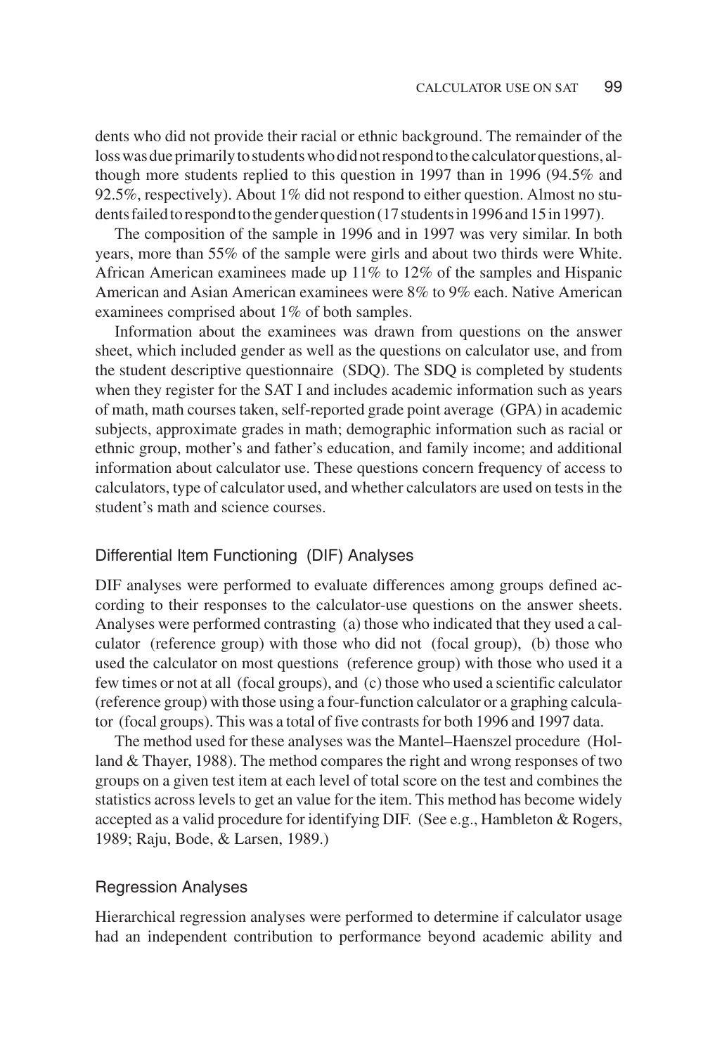dents who did not provide their racial or ethnic background. The remainder of the loss was due primarily to students who did not respond to the calculator questions, although more students replied to this question in 1997 than in 1996 (94.5% and 92.5%, respectively). About 1% did not respond to either question. Almost no students failed to respond to the gender question (17 students in 1996 and 15 in 1997).

The composition of the sample in 1996 and in 1997 was very similar. In both years, more than 55% of the sample were girls and about two thirds were White. African American examinees made up 11% to 12% of the samples and Hispanic American and Asian American examinees were 8% to 9% each. Native American examinees comprised about 1% of both samples.

Information about the examinees was drawn from questions on the answer sheet, which included gender as well as the questions on calculator use, and from the student descriptive questionnaire (SDQ). The SDQ is completed by students when they register for the SAT I and includes academic information such as years of math, math courses taken, self-reported grade point average (GPA) in academic subjects, approximate grades in math; demographic information such as racial or ethnic group, mother's and father's education, and family income; and additional information about calculator use. These questions concern frequency of access to calculators, type of calculator used, and whether calculators are used on tests in the student's math and science courses.

## Differential Item Functioning (DIF) Analyses

DIF analyses were performed to evaluate differences among groups defined according to their responses to the calculator-use questions on the answer sheets. Analyses were performed contrasting (a) those who indicated that they used a calculator (reference group) with those who did not (focal group), (b) those who used the calculator on most questions (reference group) with those who used it a few times or not at all (focal groups), and (c) those who used a scientific calculator (reference group) with those using a four-function calculator or a graphing calculator (focal groups). This was a total of five contrasts for both 1996 and 1997 data.

The method used for these analyses was the Mantel–Haenszel procedure (Holland & Thayer, 1988). The method compares the right and wrong responses of two groups on a given test item at each level of total score on the test and combines the statistics across levels to get an value for the item. This method has become widely accepted as a valid procedure for identifying DIF. (See e.g., Hambleton & Rogers, 1989; Raju, Bode, & Larsen, 1989.)

## Regression Analyses

Hierarchical regression analyses were performed to determine if calculator usage had an independent contribution to performance beyond academic ability and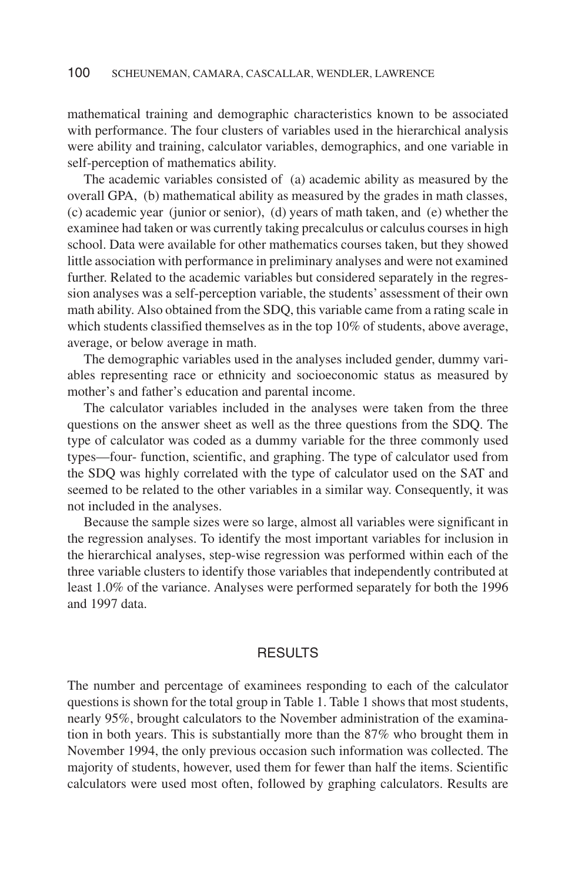mathematical training and demographic characteristics known to be associated with performance. The four clusters of variables used in the hierarchical analysis were ability and training, calculator variables, demographics, and one variable in self-perception of mathematics ability.

The academic variables consisted of (a) academic ability as measured by the overall GPA, (b) mathematical ability as measured by the grades in math classes, (c) academic year (junior or senior), (d) years of math taken, and (e) whether the examinee had taken or was currently taking precalculus or calculus courses in high school. Data were available for other mathematics courses taken, but they showed little association with performance in preliminary analyses and were not examined further. Related to the academic variables but considered separately in the regression analyses was a self-perception variable, the students' assessment of their own math ability. Also obtained from the SDQ, this variable came from a rating scale in which students classified themselves as in the top 10% of students, above average, average, or below average in math.

The demographic variables used in the analyses included gender, dummy variables representing race or ethnicity and socioeconomic status as measured by mother's and father's education and parental income.

The calculator variables included in the analyses were taken from the three questions on the answer sheet as well as the three questions from the SDQ. The type of calculator was coded as a dummy variable for the three commonly used types—four- function, scientific, and graphing. The type of calculator used from the SDQ was highly correlated with the type of calculator used on the SAT and seemed to be related to the other variables in a similar way. Consequently, it was not included in the analyses.

Because the sample sizes were so large, almost all variables were significant in the regression analyses. To identify the most important variables for inclusion in the hierarchical analyses, step-wise regression was performed within each of the three variable clusters to identify those variables that independently contributed at least 1.0% of the variance. Analyses were performed separately for both the 1996 and 1997 data.

## RESULTS

The number and percentage of examinees responding to each of the calculator questions is shown for the total group in Table 1. Table 1 shows that most students, nearly 95%, brought calculators to the November administration of the examination in both years. This is substantially more than the 87% who brought them in November 1994, the only previous occasion such information was collected. The majority of students, however, used them for fewer than half the items. Scientific calculators were used most often, followed by graphing calculators. Results are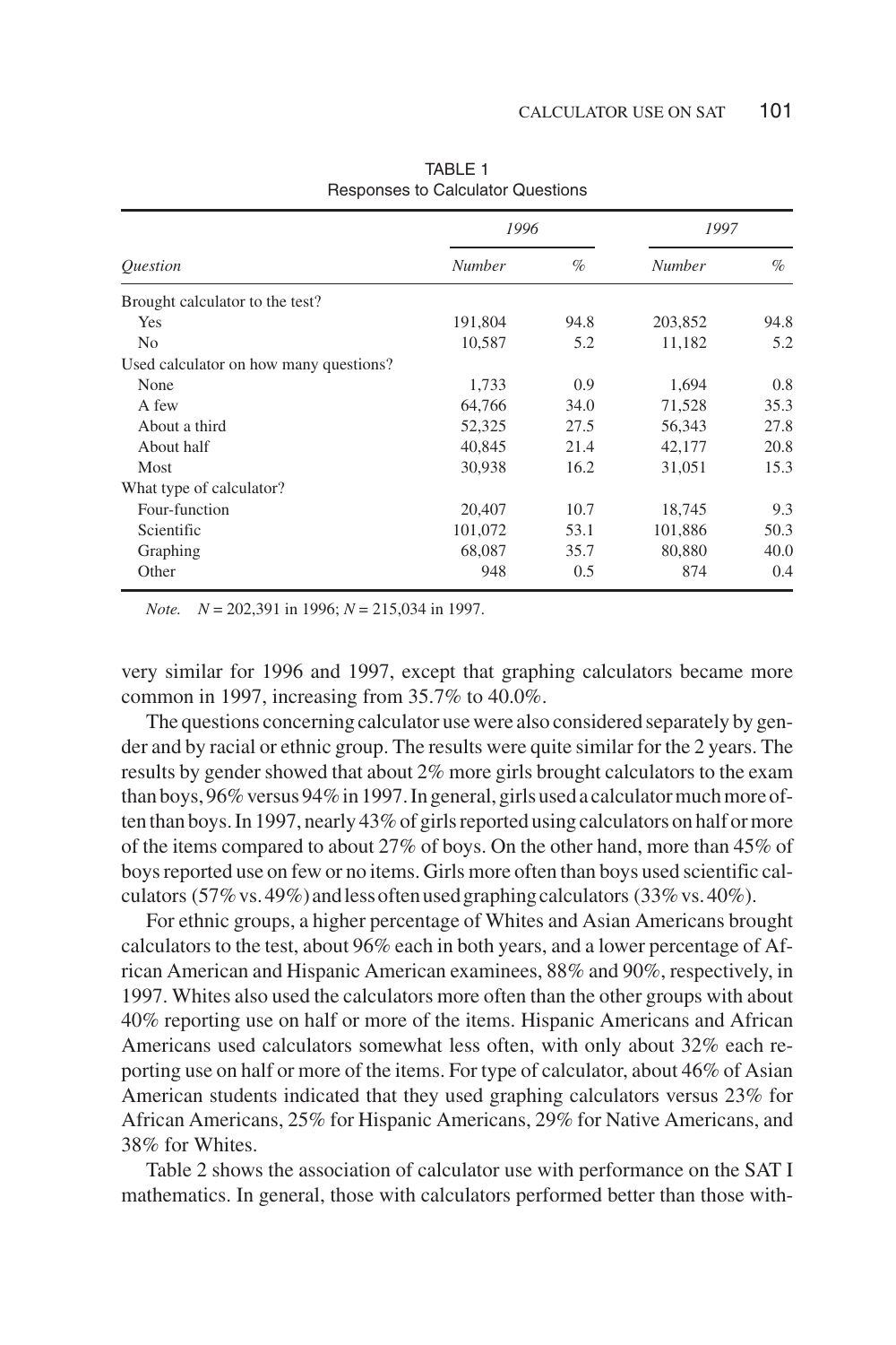TABLE 1
Responses to Calculator Questions

| *Question* | *1996* | | *1997* | |
|---|---|---|---|---|
| | *Number* | *%* | *Number* | *%* |
| Brought calculator to the test? | | | | |
| Yes | 191,804 | 94.8 | 203,852 | 94.8 |
| No | 10,587 | 5.2 | 11,182 | 5.2 |
| Used calculator on how many questions? | | | | |
| None | 1,733 | 0.9 | 1,694 | 0.8 |
| A few | 64,766 | 34.0 | 71,528 | 35.3 |
| About a third | 52,325 | 27.5 | 56,343 | 27.8 |
| About half | 40,845 | 21.4 | 42,177 | 20.8 |
| Most | 30,938 | 16.2 | 31,051 | 15.3 |
| What type of calculator? | | | | |
| Four-function | 20,407 | 10.7 | 18,745 | 9.3 |
| Scientific | 101,072 | 53.1 | 101,886 | 50.3 |
| Graphing | 68,087 | 35.7 | 80,880 | 40.0 |
| Other | 948 | 0.5 | 874 | 0.4 |

*Note.* $N$ = 202,391 in 1996; $N$ = 215,034 in 1997.

very similar for 1996 and 1997, except that graphing calculators became more common in 1997, increasing from 35.7% to 40.0%.

The questions concerning calculator use were also considered separately by gender and by racial or ethnic group. The results were quite similar for the 2 years. The results by gender showed that about 2% more girls brought calculators to the exam than boys, 96% versus 94% in 1997. In general, girls used a calculator much more often than boys. In 1997, nearly 43% of girls reported using calculators on half or more of the items compared to about 27% of boys. On the other hand, more than 45% of boys reported use on few or no items. Girls more often than boys used scientific calculators (57% vs. 49%) and less often used graphing calculators (33% vs. 40%).

For ethnic groups, a higher percentage of Whites and Asian Americans brought calculators to the test, about 96% each in both years, and a lower percentage of African American and Hispanic American examinees, 88% and 90%, respectively, in 1997. Whites also used the calculators more often than the other groups with about 40% reporting use on half or more of the items. Hispanic Americans and African Americans used calculators somewhat less often, with only about 32% each reporting use on half or more of the items. For type of calculator, about 46% of Asian American students indicated that they used graphing calculators versus 23% for African Americans, 25% for Hispanic Americans, 29% for Native Americans, and 38% for Whites.

Table 2 shows the association of calculator use with performance on the SAT I mathematics. In general, those with calculators performed better than those with-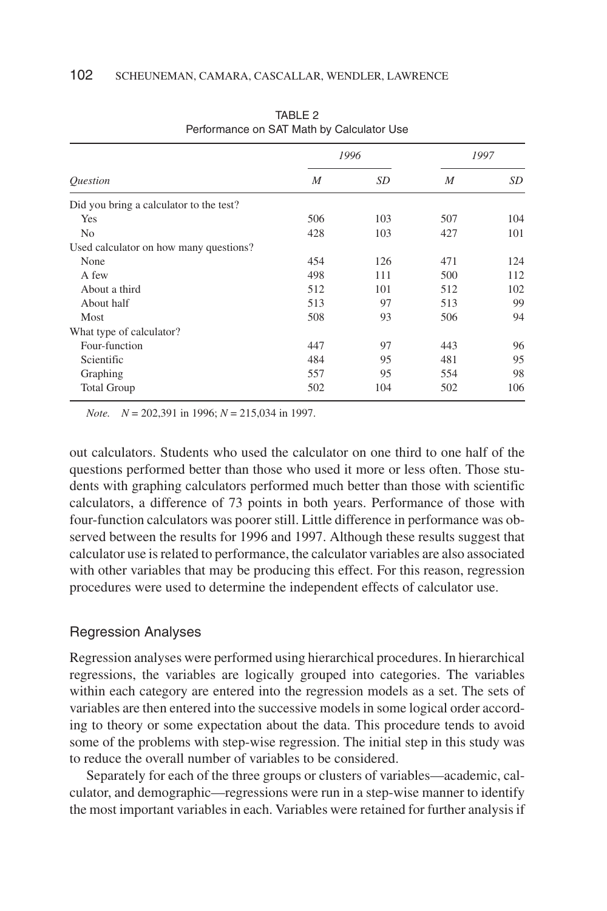TABLE 2
Performance on SAT Math by Calculator Use

| | 1996 | | 1997 | |
|---|---|---|---|---|
| *Question* | *M* | *SD* | *M* | *SD* |
| Did you bring a calculator to the test? | | | | |
| Yes | 506 | 103 | 507 | 104 |
| No | 428 | 103 | 427 | 101 |
| Used calculator on how many questions? | | | | |
| None | 454 | 126 | 471 | 124 |
| A few | 498 | 111 | 500 | 112 |
| About a third | 512 | 101 | 512 | 102 |
| About half | 513 | 97 | 513 | 99 |
| Most | 508 | 93 | 506 | 94 |
| What type of calculator? | | | | |
| Four-function | 447 | 97 | 443 | 96 |
| Scientific | 484 | 95 | 481 | 95 |
| Graphing | 557 | 95 | 554 | 98 |
| Total Group | 502 | 104 | 502 | 106 |

*Note.* $N$ = 202,391 in 1996; $N$ = 215,034 in 1997.

out calculators. Students who used the calculator on one third to one half of the questions performed better than those who used it more or less often. Those students with graphing calculators performed much better than those with scientific calculators, a difference of 73 points in both years. Performance of those with four-function calculators was poorer still. Little difference in performance was observed between the results for 1996 and 1997. Although these results suggest that calculator use is related to performance, the calculator variables are also associated with other variables that may be producing this effect. For this reason, regression procedures were used to determine the independent effects of calculator use.

## Regression Analyses

Regression analyses were performed using hierarchical procedures. In hierarchical regressions, the variables are logically grouped into categories. The variables within each category are entered into the regression models as a set. The sets of variables are then entered into the successive models in some logical order according to theory or some expectation about the data. This procedure tends to avoid some of the problems with step-wise regression. The initial step in this study was to reduce the overall number of variables to be considered.

Separately for each of the three groups or clusters of variables—academic, calculator, and demographic—regressions were run in a step-wise manner to identify the most important variables in each. Variables were retained for further analysis if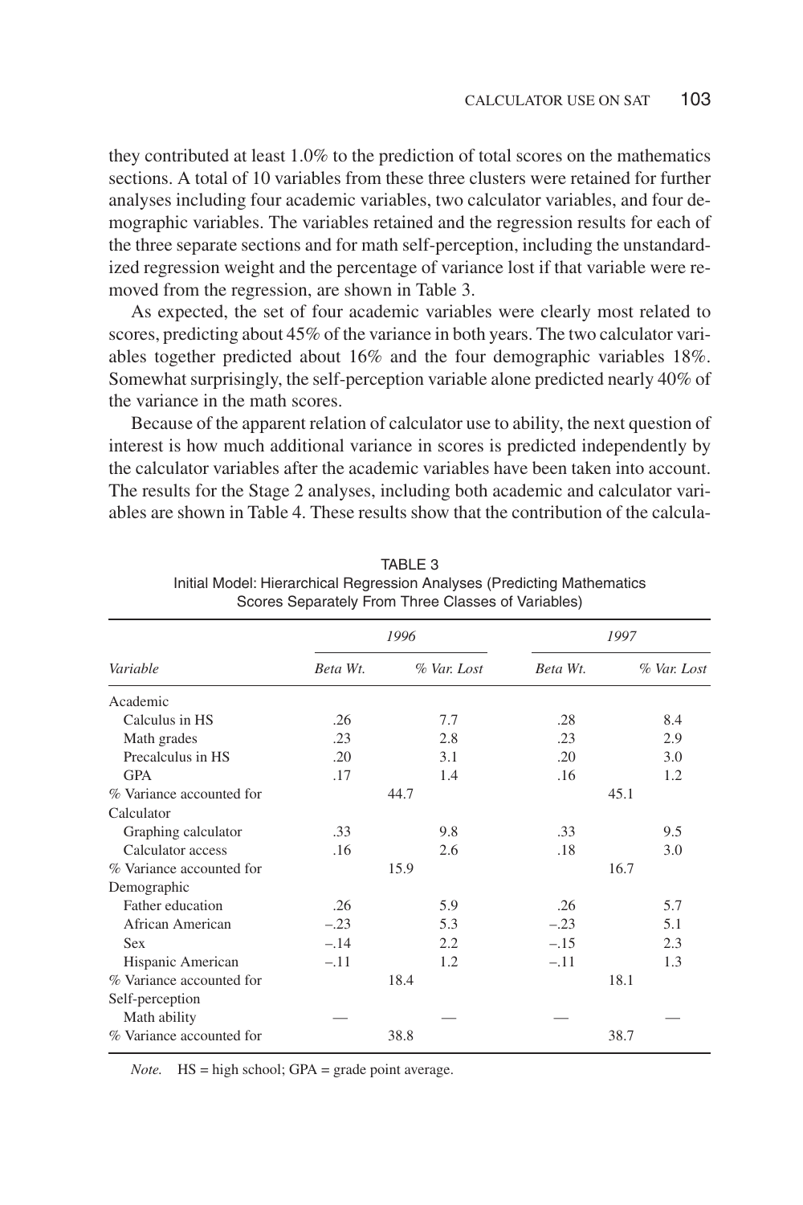they contributed at least 1.0% to the prediction of total scores on the mathematics sections. A total of 10 variables from these three clusters were retained for further analyses including four academic variables, two calculator variables, and four demographic variables. The variables retained and the regression results for each of the three separate sections and for math self-perception, including the unstandardized regression weight and the percentage of variance lost if that variable were removed from the regression, are shown in Table 3.

As expected, the set of four academic variables were clearly most related to scores, predicting about 45% of the variance in both years. The two calculator variables together predicted about 16% and the four demographic variables 18%. Somewhat surprisingly, the self-perception variable alone predicted nearly 40% of the variance in the math scores.

Because of the apparent relation of calculator use to ability, the next question of interest is how much additional variance in scores is predicted independently by the calculator variables after the academic variables have been taken into account. The results for the Stage 2 analyses, including both academic and calculator variables are shown in Table 4. These results show that the contribution of the calcula-

TABLE 3
Initial Model: Hierarchical Regression Analyses (Predicting Mathematics Scores Separately From Three Classes of Variables)

| *Variable* | *1996* | | *1997* | |
|---|---|---|---|---|
| | *Beta Wt.* | *% Var. Lost* | *Beta Wt.* | *% Var. Lost* |
| Academic | | | | |
| Calculus in HS | .26 | 7.7 | .28 | 8.4 |
| Math grades | .23 | 2.8 | .23 | 2.9 |
| Precalculus in HS | .20 | 3.1 | .20 | 3.0 |
| GPA | .17 | 1.4 | .16 | 1.2 |
| % Variance accounted for | 44.7 | | 45.1 | |
| Calculator | | | | |
| Graphing calculator | .33 | 9.8 | .33 | 9.5 |
| Calculator access | .16 | 2.6 | .18 | 3.0 |
| % Variance accounted for | 15.9 | | 16.7 | |
| Demographic | | | | |
| Father education | .26 | 5.9 | .26 | 5.7 |
| African American | –.23 | 5.3 | –.23 | 5.1 |
| Sex | –.14 | 2.2 | –.15 | 2.3 |
| Hispanic American | –.11 | 1.2 | –.11 | 1.3 |
| % Variance accounted for | 18.4 | | 18.1 | |
| Self-perception | | | | |
| Math ability | — | — | — | — |
| % Variance accounted for | 38.8 | | 38.7 | |

*Note.* HS = high school; GPA = grade point average.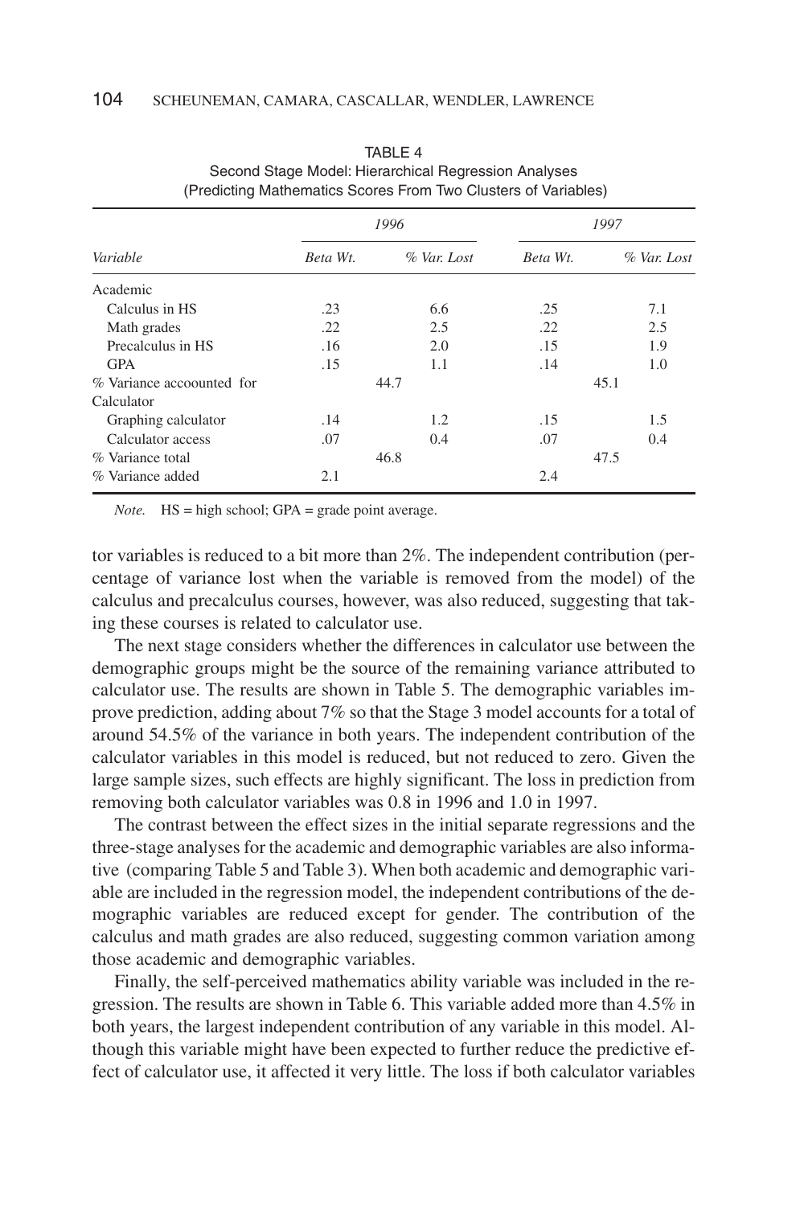TABLE 4
Second Stage Model: Hierarchical Regression Analyses
(Predicting Mathematics Scores From Two Clusters of Variables)

| | 1996 | | 1997 | |
|---|---|---|---|---|
| *Variable* | *Beta Wt.* | *% Var. Lost* | *Beta Wt.* | *% Var. Lost* |
| Academic | | | | |
| Calculus in HS | .23 | 6.6 | .25 | 7.1 |
| Math grades | .22 | 2.5 | .22 | 2.5 |
| Precalculus in HS | .16 | 2.0 | .15 | 1.9 |
| GPA | .15 | 1.1 | .14 | 1.0 |
| % Variance accoounted for | 44.7 | | 45.1 | |
| Calculator | | | | |
| Graphing calculator | .14 | 1.2 | .15 | 1.5 |
| Calculator access | .07 | 0.4 | .07 | 0.4 |
| % Variance total | 46.8 | | 47.5 | |
| % Variance added | 2.1 | | 2.4 | |

*Note.* HS = high school; GPA = grade point average.

tor variables is reduced to a bit more than 2%. The independent contribution (percentage of variance lost when the variable is removed from the model) of the calculus and precalculus courses, however, was also reduced, suggesting that taking these courses is related to calculator use.

The next stage considers whether the differences in calculator use between the demographic groups might be the source of the remaining variance attributed to calculator use. The results are shown in Table 5. The demographic variables improve prediction, adding about 7% so that the Stage 3 model accounts for a total of around 54.5% of the variance in both years. The independent contribution of the calculator variables in this model is reduced, but not reduced to zero. Given the large sample sizes, such effects are highly significant. The loss in prediction from removing both calculator variables was 0.8 in 1996 and 1.0 in 1997.

The contrast between the effect sizes in the initial separate regressions and the three-stage analyses for the academic and demographic variables are also informative (comparing Table 5 and Table 3). When both academic and demographic variable are included in the regression model, the independent contributions of the demographic variables are reduced except for gender. The contribution of the calculus and math grades are also reduced, suggesting common variation among those academic and demographic variables.

Finally, the self-perceived mathematics ability variable was included in the regression. The results are shown in Table 6. This variable added more than 4.5% in both years, the largest independent contribution of any variable in this model. Although this variable might have been expected to further reduce the predictive effect of calculator use, it affected it very little. The loss if both calculator variables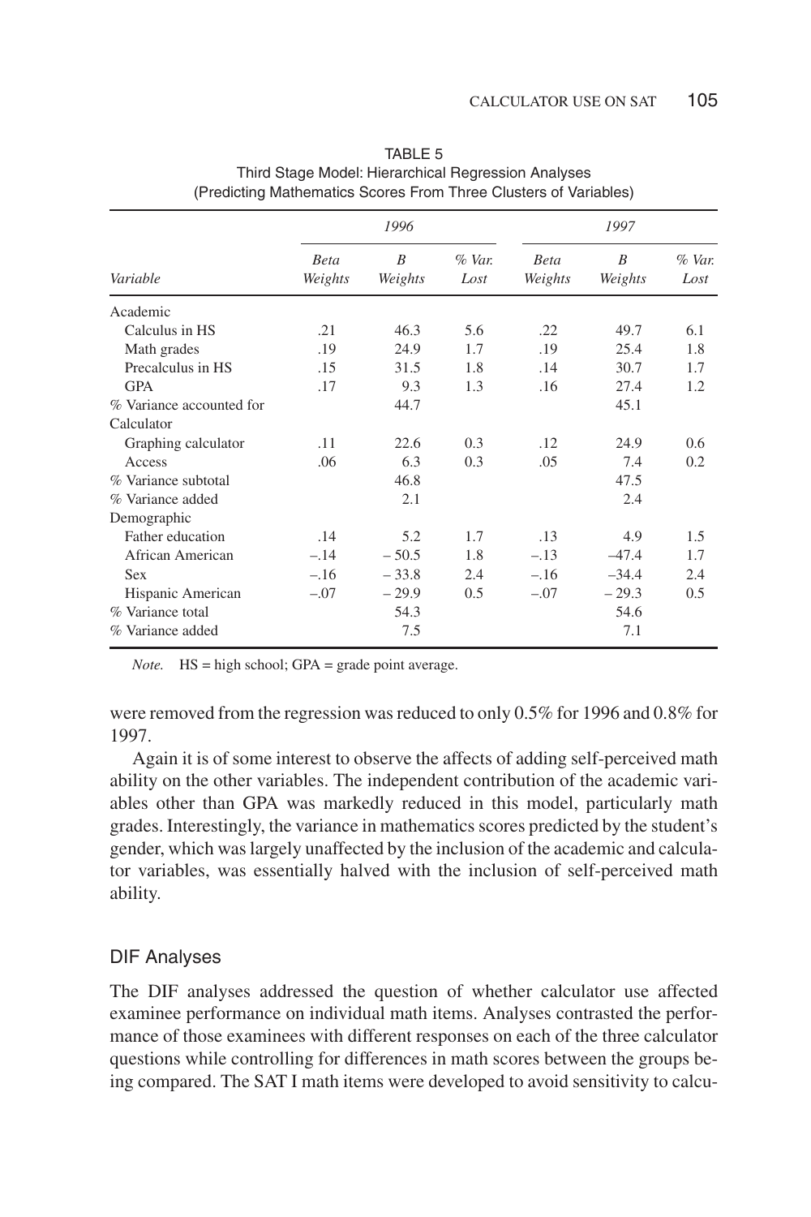TABLE 5
Third Stage Model: Hierarchical Regression Analyses
(Predicting Mathematics Scores From Three Clusters of Variables)

| Variable | 1996 | | | 1997 | | |
|---|---|---|---|---|---|---|
| | *Beta Weights* | *B Weights* | *% Var. Lost* | *Beta Weights* | *B Weights* | *% Var. Lost* |
| Academic | | | | | | |
| Calculus in HS | .21 | 46.3 | 5.6 | .22 | 49.7 | 6.1 |
| Math grades | .19 | 24.9 | 1.7 | .19 | 25.4 | 1.8 |
| Precalculus in HS | .15 | 31.5 | 1.8 | .14 | 30.7 | 1.7 |
| GPA | .17 | 9.3 | 1.3 | .16 | 27.4 | 1.2 |
| % Variance accounted for | | 44.7 | | | 45.1 | |
| Calculator | | | | | | |
| Graphing calculator | .11 | 22.6 | 0.3 | .12 | 24.9 | 0.6 |
| Access | .06 | 6.3 | 0.3 | .05 | 7.4 | 0.2 |
| % Variance subtotal | | 46.8 | | | 47.5 | |
| % Variance added | | 2.1 | | | 2.4 | |
| Demographic | | | | | | |
| Father education | .14 | 5.2 | 1.7 | .13 | 4.9 | 1.5 |
| African American | –.14 | – 50.5 | 1.8 | –.13 | –47.4 | 1.7 |
| Sex | –.16 | – 33.8 | 2.4 | –.16 | –34.4 | 2.4 |
| Hispanic American | –.07 | – 29.9 | 0.5 | –.07 | – 29.3 | 0.5 |
| % Variance total | | 54.3 | | | 54.6 | |
| % Variance added | | 7.5 | | | 7.1 | |

*Note.* HS = high school; GPA = grade point average.

were removed from the regression was reduced to only 0.5% for 1996 and 0.8% for 1997.

Again it is of some interest to observe the affects of adding self-perceived math ability on the other variables. The independent contribution of the academic variables other than GPA was markedly reduced in this model, particularly math grades. Interestingly, the variance in mathematics scores predicted by the student's gender, which was largely unaffected by the inclusion of the academic and calculator variables, was essentially halved with the inclusion of self-perceived math ability.

## DIF Analyses

The DIF analyses addressed the question of whether calculator use affected examinee performance on individual math items. Analyses contrasted the performance of those examinees with different responses on each of the three calculator questions while controlling for differences in math scores between the groups being compared. The SAT I math items were developed to avoid sensitivity to calcu-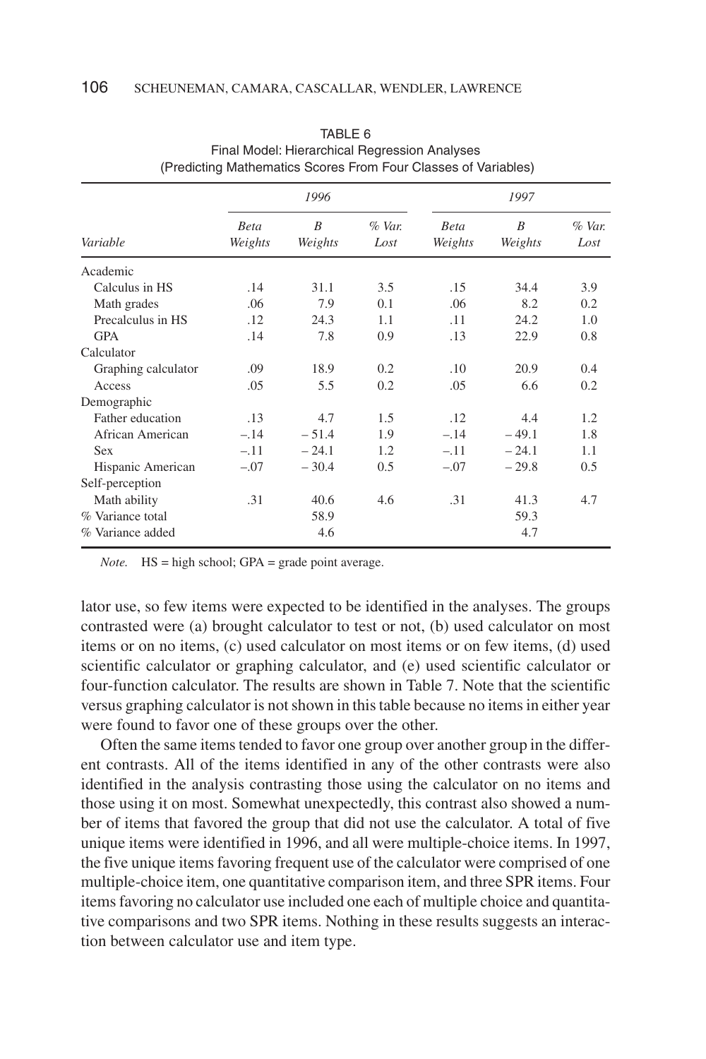TABLE 6
Final Model: Hierarchical Regression Analyses
(Predicting Mathematics Scores From Four Classes of Variables)

| | 1996 | | | 1997 | | |
|---|---|---|---|---|---|---|
| *Variable* | *Beta Weights* | *B Weights* | *% Var. Lost* | *Beta Weights* | *B Weights* | *% Var. Lost* |
| Academic | | | | | | |
| Calculus in HS | .14 | 31.1 | 3.5 | .15 | 34.4 | 3.9 |
| Math grades | .06 | 7.9 | 0.1 | .06 | 8.2 | 0.2 |
| Precalculus in HS | .12 | 24.3 | 1.1 | .11 | 24.2 | 1.0 |
| GPA | .14 | 7.8 | 0.9 | .13 | 22.9 | 0.8 |
| Calculator | | | | | | |
| Graphing calculator | .09 | 18.9 | 0.2 | .10 | 20.9 | 0.4 |
| Access | .05 | 5.5 | 0.2 | .05 | 6.6 | 0.2 |
| Demographic | | | | | | |
| Father education | .13 | 4.7 | 1.5 | .12 | 4.4 | 1.2 |
| African American | −.14 | −51.4 | 1.9 | −.14 | −49.1 | 1.8 |
| Sex | −.11 | −24.1 | 1.2 | −.11 | −24.1 | 1.1 |
| Hispanic American | −.07 | −30.4 | 0.5 | −.07 | −29.8 | 0.5 |
| Self-perception | | | | | | |
| Math ability | .31 | 40.6 | 4.6 | .31 | 41.3 | 4.7 |
| % Variance total | | 58.9 | | | 59.3 | |
| % Variance added | | 4.6 | | | 4.7 | |

*Note.* HS = high school; GPA = grade point average.

lator use, so few items were expected to be identified in the analyses. The groups contrasted were (a) brought calculator to test or not, (b) used calculator on most items or on no items, (c) used calculator on most items or on few items, (d) used scientific calculator or graphing calculator, and (e) used scientific calculator or four-function calculator. The results are shown in Table 7. Note that the scientific versus graphing calculator is not shown in this table because no items in either year were found to favor one of these groups over the other.

Often the same items tended to favor one group over another group in the different contrasts. All of the items identified in any of the other contrasts were also identified in the analysis contrasting those using the calculator on no items and those using it on most. Somewhat unexpectedly, this contrast also showed a number of items that favored the group that did not use the calculator. A total of five unique items were identified in 1996, and all were multiple-choice items. In 1997, the five unique items favoring frequent use of the calculator were comprised of one multiple-choice item, one quantitative comparison item, and three SPR items. Four items favoring no calculator use included one each of multiple choice and quantitative comparisons and two SPR items. Nothing in these results suggests an interaction between calculator use and item type.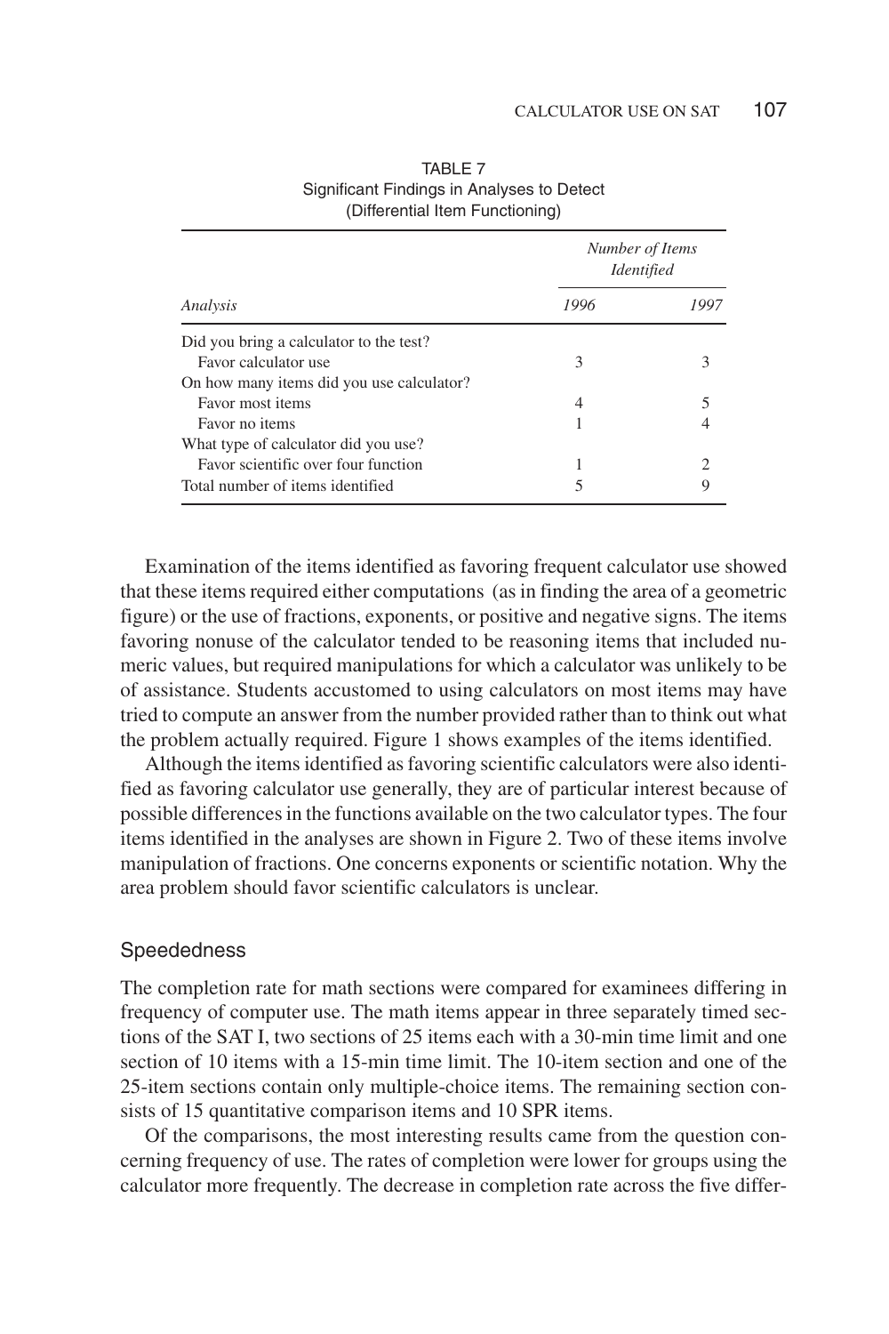TABLE 7
Significant Findings in Analyses to Detect
(Differential Item Functioning)

| Analysis | Number of Items Identified | |
|---|---|---|
| | *1996* | *1997* |
| Did you bring a calculator to the test? | | |
| Favor calculator use | 3 | 3 |
| On how many items did you use calculator? | | |
| Favor most items | 4 | 5 |
| Favor no items | 1 | 4 |
| What type of calculator did you use? | | |
| Favor scientific over four function | 1 | 2 |
| Total number of items identified | 5 | 9 |

Examination of the items identified as favoring frequent calculator use showed that these items required either computations (as in finding the area of a geometric figure) or the use of fractions, exponents, or positive and negative signs. The items favoring nonuse of the calculator tended to be reasoning items that included numeric values, but required manipulations for which a calculator was unlikely to be of assistance. Students accustomed to using calculators on most items may have tried to compute an answer from the number provided rather than to think out what the problem actually required. Figure 1 shows examples of the items identified.

Although the items identified as favoring scientific calculators were also identified as favoring calculator use generally, they are of particular interest because of possible differences in the functions available on the two calculator types. The four items identified in the analyses are shown in Figure 2. Two of these items involve manipulation of fractions. One concerns exponents or scientific notation. Why the area problem should favor scientific calculators is unclear.

## Speededness

The completion rate for math sections were compared for examinees differing in frequency of computer use. The math items appear in three separately timed sections of the SAT I, two sections of 25 items each with a 30-min time limit and one section of 10 items with a 15-min time limit. The 10-item section and one of the 25-item sections contain only multiple-choice items. The remaining section consists of 15 quantitative comparison items and 10 SPR items.

Of the comparisons, the most interesting results came from the question concerning frequency of use. The rates of completion were lower for groups using the calculator more frequently. The decrease in completion rate across the five differ-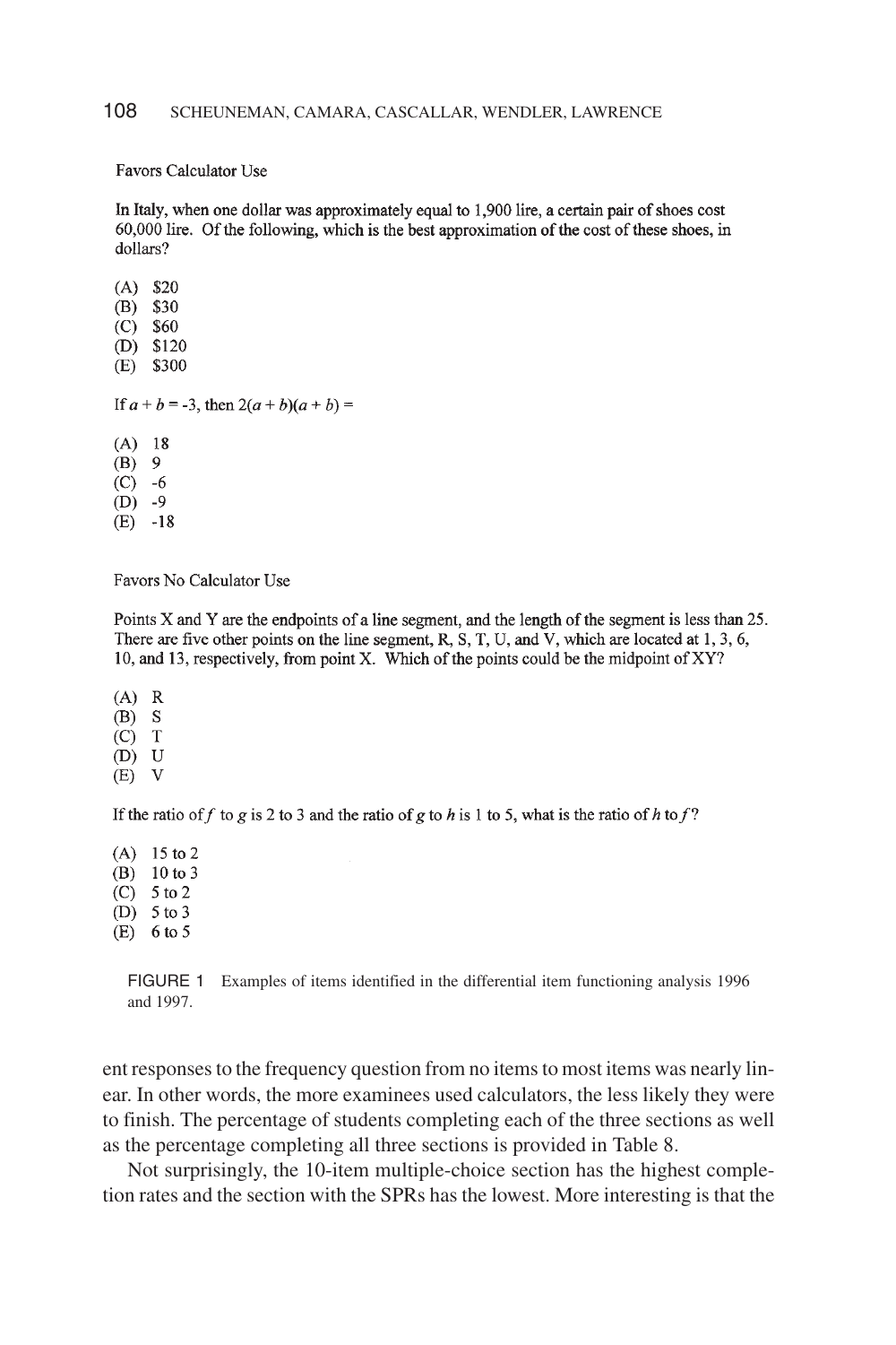Favors Calculator Use

In Italy, when one dollar was approximately equal to 1,900 lire, a certain pair of shoes cost 60,000 lire. Of the following, which is the best approximation of the cost of these shoes, in dollars?

(A) \$20
(B) \$30
(C) \$60
(D) \$120
(E) \$300

If $a + b = -3$, then $2(a + b)(a + b) =$

(A) 18
(B) 9
(C) -6
(D) -9
(E) -18

Favors No Calculator Use

Points X and Y are the endpoints of a line segment, and the length of the segment is less than 25. There are five other points on the line segment, R, S, T, U, and V, which are located at 1, 3, 6, 10, and 13, respectively, from point X. Which of the points could be the midpoint of XY?

(A) R
(B) S
(C) T
(D) U
(E) V

If the ratio of $f$ to $g$ is 2 to 3 and the ratio of $g$ to $h$ is 1 to 5, what is the ratio of $h$ to $f$?

(A) 15 to 2
(B) 10 to 3
(C) 5 to 2
(D) 5 to 3
(E) 6 to 5

FIGURE 1 Examples of items identified in the differential item functioning analysis 1996 and 1997.

ent responses to the frequency question from no items to most items was nearly linear. In other words, the more examinees used calculators, the less likely they were to finish. The percentage of students completing each of the three sections as well as the percentage completing all three sections is provided in Table 8.

Not surprisingly, the 10-item multiple-choice section has the highest completion rates and the section with the SPRs has the lowest. More interesting is that the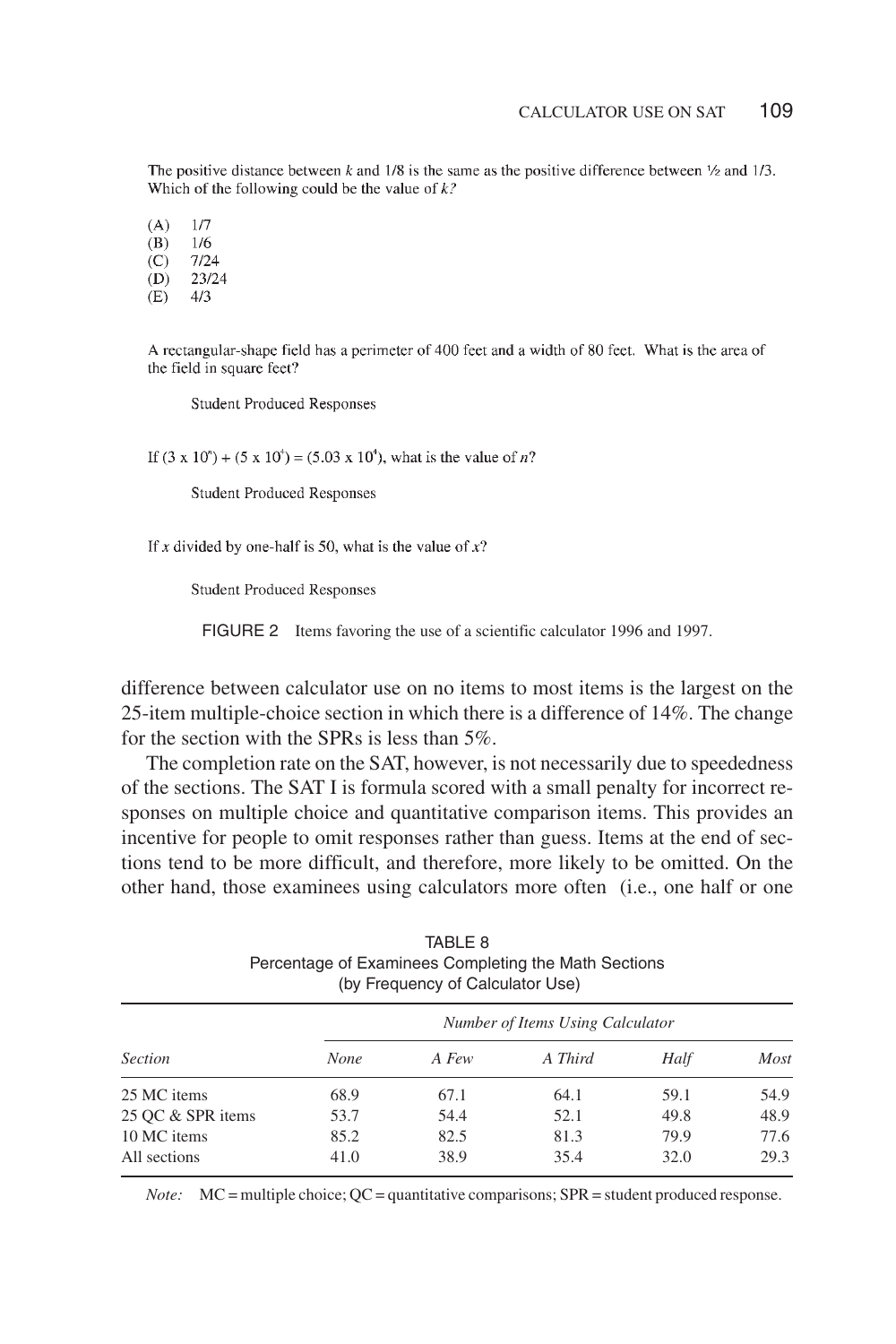The positive distance between $k$ and 1/8 is the same as the positive difference between ½ and 1/3. Which of the following could be the value of $k$?

(A) 1/7
(B) 1/6
(C) 7/24
(D) 23/24
(E) 4/3

A rectangular-shape field has a perimeter of 400 feet and a width of 80 feet. What is the area of the field in square feet?

Student Produced Responses

If $(3 \times 10^n) + (5 \times 10^4) = (5.03 \times 10^4)$, what is the value of $n$?

Student Produced Responses

If $x$ divided by one-half is 50, what is the value of $x$?

Student Produced Responses

FIGURE 2 Items favoring the use of a scientific calculator 1996 and 1997.

difference between calculator use on no items to most items is the largest on the 25-item multiple-choice section in which there is a difference of 14%. The change for the section with the SPRs is less than 5%.

The completion rate on the SAT, however, is not necessarily due to speededness of the sections. The SAT I is formula scored with a small penalty for incorrect responses on multiple choice and quantitative comparison items. This provides an incentive for people to omit responses rather than guess. Items at the end of sections tend to be more difficult, and therefore, more likely to be omitted. On the other hand, those examinees using calculators more often (i.e., one half or one

TABLE 8
Percentage of Examinees Completing the Math Sections
(by Frequency of Calculator Use)

| | *Number of Items Using Calculator* | | | | |
|---|---|---|---|---|---|
| *Section* | *None* | *A Few* | *A Third* | *Half* | *Most* |
| 25 MC items | 68.9 | 67.1 | 64.1 | 59.1 | 54.9 |
| 25 QC & SPR items | 53.7 | 54.4 | 52.1 | 49.8 | 48.9 |
| 10 MC items | 85.2 | 82.5 | 81.3 | 79.9 | 77.6 |
| All sections | 41.0 | 38.9 | 35.4 | 32.0 | 29.3 |

*Note:* MC = multiple choice; QC = quantitative comparisons; SPR = student produced response.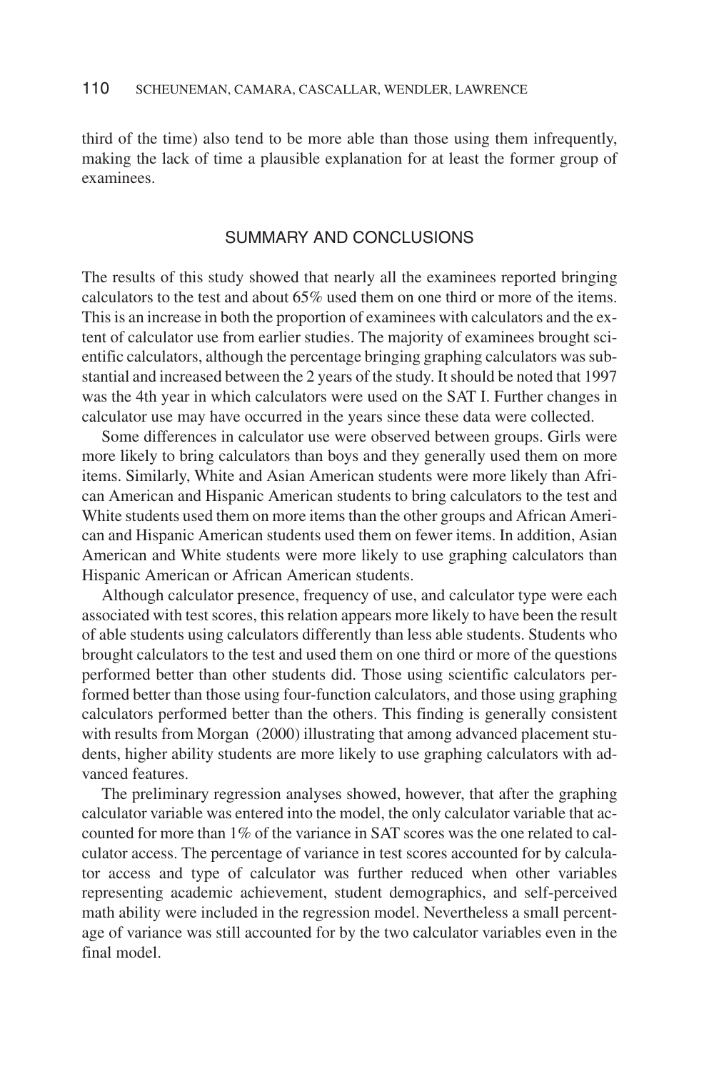third of the time) also tend to be more able than those using them infrequently, making the lack of time a plausible explanation for at least the former group of examinees.

## SUMMARY AND CONCLUSIONS

The results of this study showed that nearly all the examinees reported bringing calculators to the test and about 65% used them on one third or more of the items. This is an increase in both the proportion of examinees with calculators and the extent of calculator use from earlier studies. The majority of examinees brought scientific calculators, although the percentage bringing graphing calculators was substantial and increased between the 2 years of the study. It should be noted that 1997 was the 4th year in which calculators were used on the SAT I. Further changes in calculator use may have occurred in the years since these data were collected.

Some differences in calculator use were observed between groups. Girls were more likely to bring calculators than boys and they generally used them on more items. Similarly, White and Asian American students were more likely than African American and Hispanic American students to bring calculators to the test and White students used them on more items than the other groups and African American and Hispanic American students used them on fewer items. In addition, Asian American and White students were more likely to use graphing calculators than Hispanic American or African American students.

Although calculator presence, frequency of use, and calculator type were each associated with test scores, this relation appears more likely to have been the result of able students using calculators differently than less able students. Students who brought calculators to the test and used them on one third or more of the questions performed better than other students did. Those using scientific calculators performed better than those using four-function calculators, and those using graphing calculators performed better than the others. This finding is generally consistent with results from Morgan (2000) illustrating that among advanced placement students, higher ability students are more likely to use graphing calculators with advanced features.

The preliminary regression analyses showed, however, that after the graphing calculator variable was entered into the model, the only calculator variable that accounted for more than 1% of the variance in SAT scores was the one related to calculator access. The percentage of variance in test scores accounted for by calculator access and type of calculator was further reduced when other variables representing academic achievement, student demographics, and self-perceived math ability were included in the regression model. Nevertheless a small percentage of variance was still accounted for by the two calculator variables even in the final model.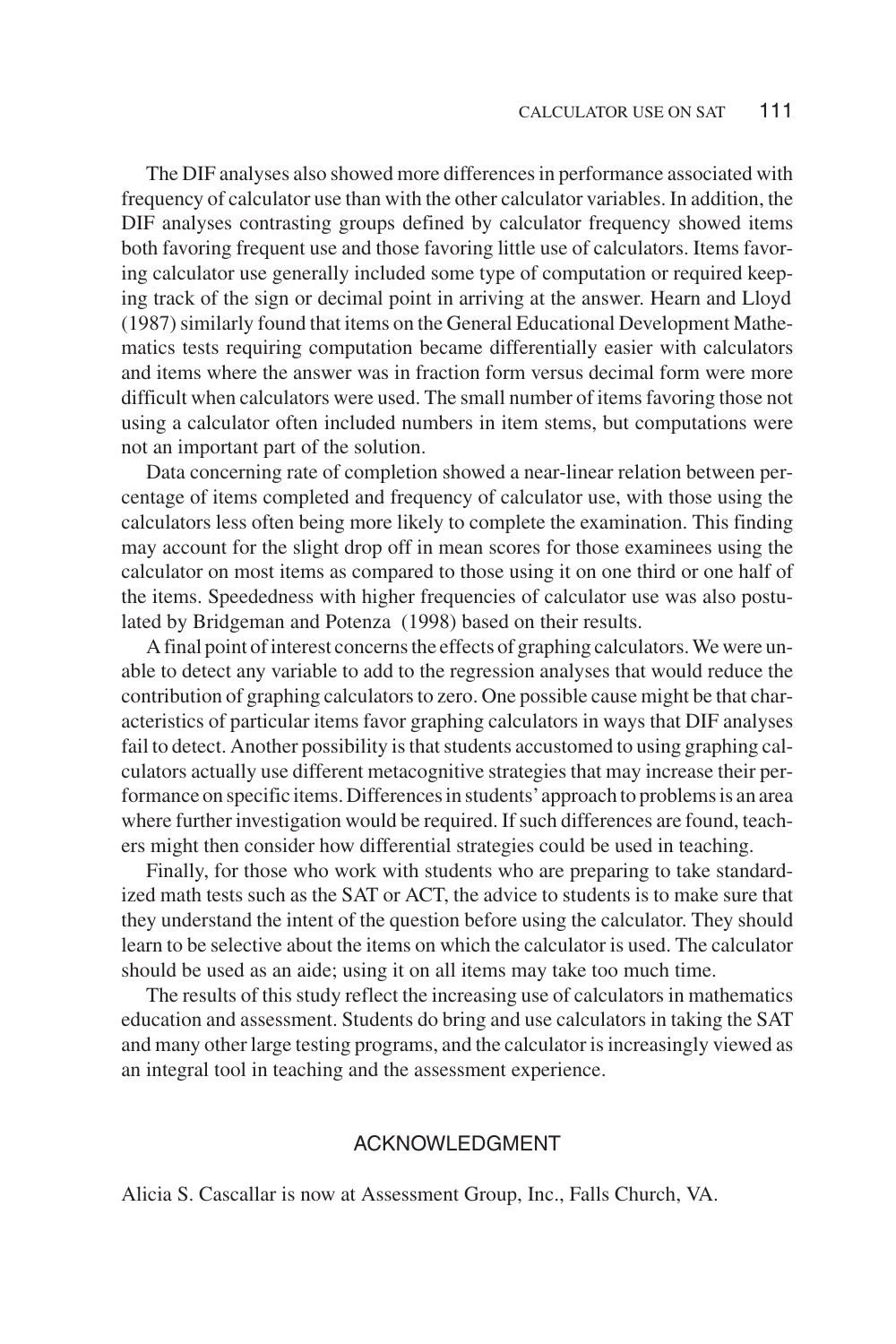The DIF analyses also showed more differences in performance associated with frequency of calculator use than with the other calculator variables. In addition, the DIF analyses contrasting groups defined by calculator frequency showed items both favoring frequent use and those favoring little use of calculators. Items favoring calculator use generally included some type of computation or required keeping track of the sign or decimal point in arriving at the answer. Hearn and Lloyd (1987) similarly found that items on the General Educational Development Mathematics tests requiring computation became differentially easier with calculators and items where the answer was in fraction form versus decimal form were more difficult when calculators were used. The small number of items favoring those not using a calculator often included numbers in item stems, but computations were not an important part of the solution.

Data concerning rate of completion showed a near-linear relation between percentage of items completed and frequency of calculator use, with those using the calculators less often being more likely to complete the examination. This finding may account for the slight drop off in mean scores for those examinees using the calculator on most items as compared to those using it on one third or one half of the items. Speededness with higher frequencies of calculator use was also postulated by Bridgeman and Potenza (1998) based on their results.

A final point of interest concerns the effects of graphing calculators. We were unable to detect any variable to add to the regression analyses that would reduce the contribution of graphing calculators to zero. One possible cause might be that characteristics of particular items favor graphing calculators in ways that DIF analyses fail to detect. Another possibility is that students accustomed to using graphing calculators actually use different metacognitive strategies that may increase their performance on specific items. Differences in students' approach to problems is an area where further investigation would be required. If such differences are found, teachers might then consider how differential strategies could be used in teaching.

Finally, for those who work with students who are preparing to take standardized math tests such as the SAT or ACT, the advice to students is to make sure that they understand the intent of the question before using the calculator. They should learn to be selective about the items on which the calculator is used. The calculator should be used as an aide; using it on all items may take too much time.

The results of this study reflect the increasing use of calculators in mathematics education and assessment. Students do bring and use calculators in taking the SAT and many other large testing programs, and the calculator is increasingly viewed as an integral tool in teaching and the assessment experience.

## ACKNOWLEDGMENT

Alicia S. Cascallar is now at Assessment Group, Inc., Falls Church, VA.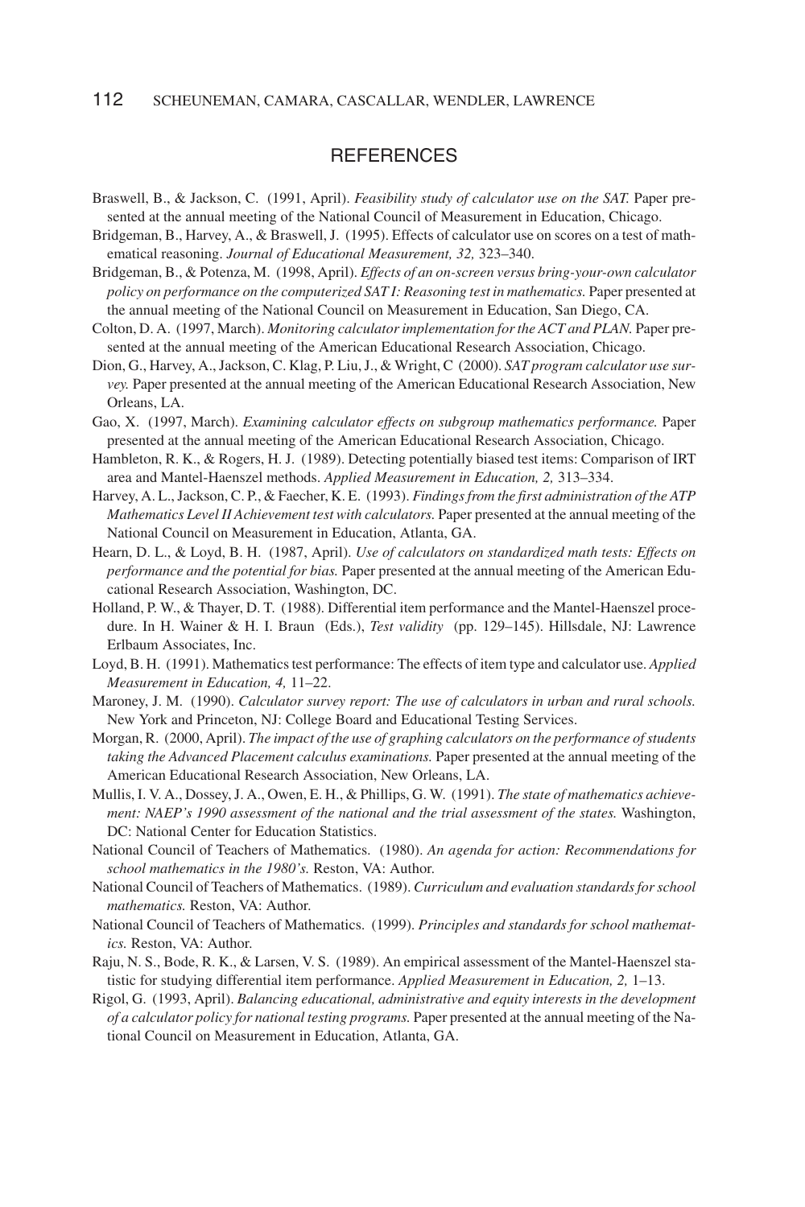## REFERENCES

Braswell, B., & Jackson, C. (1991, April). *Feasibility study of calculator use on the SAT.* Paper presented at the annual meeting of the National Council of Measurement in Education, Chicago.

Bridgeman, B., Harvey, A., & Braswell, J. (1995). Effects of calculator use on scores on a test of mathematical reasoning. *Journal of Educational Measurement, 32,* 323–340.

Bridgeman, B., & Potenza, M. (1998, April). *Effects of an on-screen versus bring-your-own calculator policy on performance on the computerized SAT I: Reasoning test in mathematics.* Paper presented at the annual meeting of the National Council on Measurement in Education, San Diego, CA.

Colton, D. A. (1997, March). *Monitoring calculator implementation for the ACT and PLAN.* Paper presented at the annual meeting of the American Educational Research Association, Chicago.

Dion, G., Harvey, A., Jackson, C. Klag, P. Liu, J., & Wright, C (2000). *SAT program calculator use survey.* Paper presented at the annual meeting of the American Educational Research Association, New Orleans, LA.

Gao, X. (1997, March). *Examining calculator effects on subgroup mathematics performance.* Paper presented at the annual meeting of the American Educational Research Association, Chicago.

Hambleton, R. K., & Rogers, H. J. (1989). Detecting potentially biased test items: Comparison of IRT area and Mantel-Haenszel methods. *Applied Measurement in Education, 2,* 313–334.

Harvey, A. L., Jackson, C. P., & Faecher, K. E. (1993). *Findings from the first administration of the ATP Mathematics Level II Achievement test with calculators.* Paper presented at the annual meeting of the National Council on Measurement in Education, Atlanta, GA.

Hearn, D. L., & Loyd, B. H. (1987, April). *Use of calculators on standardized math tests: Effects on performance and the potential for bias.* Paper presented at the annual meeting of the American Educational Research Association, Washington, DC.

Holland, P. W., & Thayer, D. T. (1988). Differential item performance and the Mantel-Haenszel procedure. In H. Wainer & H. I. Braun (Eds.), *Test validity* (pp. 129–145). Hillsdale, NJ: Lawrence Erlbaum Associates, Inc.

Loyd, B. H. (1991). Mathematics test performance: The effects of item type and calculator use. *Applied Measurement in Education, 4,* 11–22.

Maroney, J. M. (1990). *Calculator survey report: The use of calculators in urban and rural schools.* New York and Princeton, NJ: College Board and Educational Testing Services.

Morgan, R. (2000, April). *The impact of the use of graphing calculators on the performance of students taking the Advanced Placement calculus examinations.* Paper presented at the annual meeting of the American Educational Research Association, New Orleans, LA.

Mullis, I. V. A., Dossey, J. A., Owen, E. H., & Phillips, G. W. (1991). *The state of mathematics achievement: NAEP's 1990 assessment of the national and the trial assessment of the states.* Washington, DC: National Center for Education Statistics.

National Council of Teachers of Mathematics. (1980). *An agenda for action: Recommendations for school mathematics in the 1980's.* Reston, VA: Author.

National Council of Teachers of Mathematics. (1989). *Curriculum and evaluation standards for school mathematics.* Reston, VA: Author.

National Council of Teachers of Mathematics. (1999). *Principles and standards for school mathematics.* Reston, VA: Author.

Raju, N. S., Bode, R. K., & Larsen, V. S. (1989). An empirical assessment of the Mantel-Haenszel statistic for studying differential item performance. *Applied Measurement in Education, 2,* 1–13.

Rigol, G. (1993, April). *Balancing educational, administrative and equity interests in the development of a calculator policy for national testing programs.* Paper presented at the annual meeting of the National Council on Measurement in Education, Atlanta, GA.